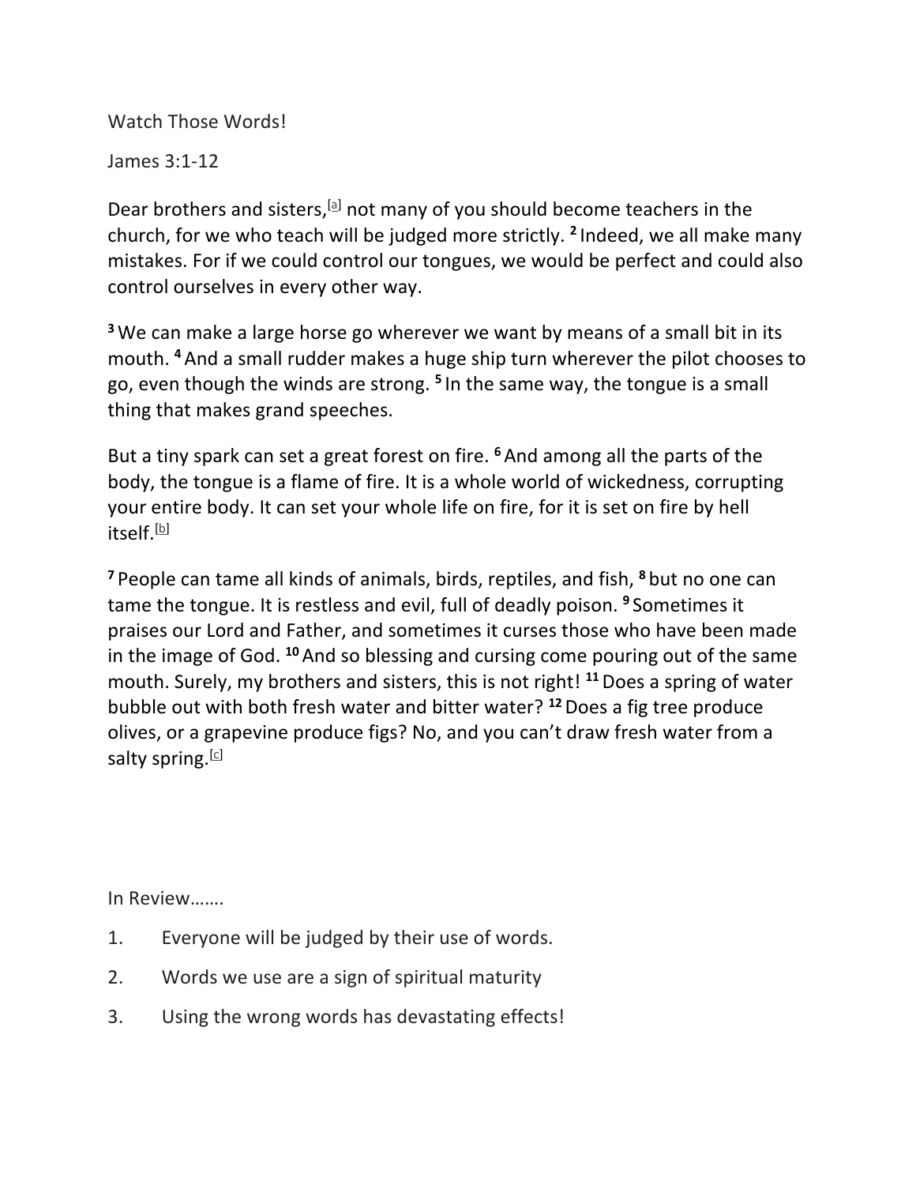# Watch Those Words!

James 3:1-12

Dear brothers and sisters,[a] not many of you should become teachers in the church, for we who teach will be judged more strictly. 2 Indeed, we all make many mistakes. For if we could control our tongues, we would be perfect and could also control ourselves in every other way.

3 We can make a large horse go wherever we want by means of a small bit in its mouth. 4 And a small rudder makes a huge ship turn wherever the pilot chooses to go, even though the winds are strong. 5 In the same way, the tongue is a small thing that makes grand speeches.

But a tiny spark can set a great forest on fire. 6 And among all the parts of the body, the tongue is a flame of fire. It is a whole world of wickedness, corrupting your entire body. It can set your whole life on fire, for it is set on fire by hell itself.[b]

7 People can tame all kinds of animals, birds, reptiles, and fish, 8 but no one can tame the tongue. It is restless and evil, full of deadly poison. 9 Sometimes it praises our Lord and Father, and sometimes it curses those who have been made in the image of God. 10 And so blessing and cursing come pouring out of the same mouth. Surely, my brothers and sisters, this is not right! 11 Does a spring of water bubble out with both fresh water and bitter water? 12 Does a fig tree produce olives, or a grapevine produce figs? No, and you can't draw fresh water from a salty spring.[c]

In Review…….

1. Everyone will be judged by their use of words.
2. Words we use are a sign of spiritual maturity
3. Using the wrong words has devastating effects!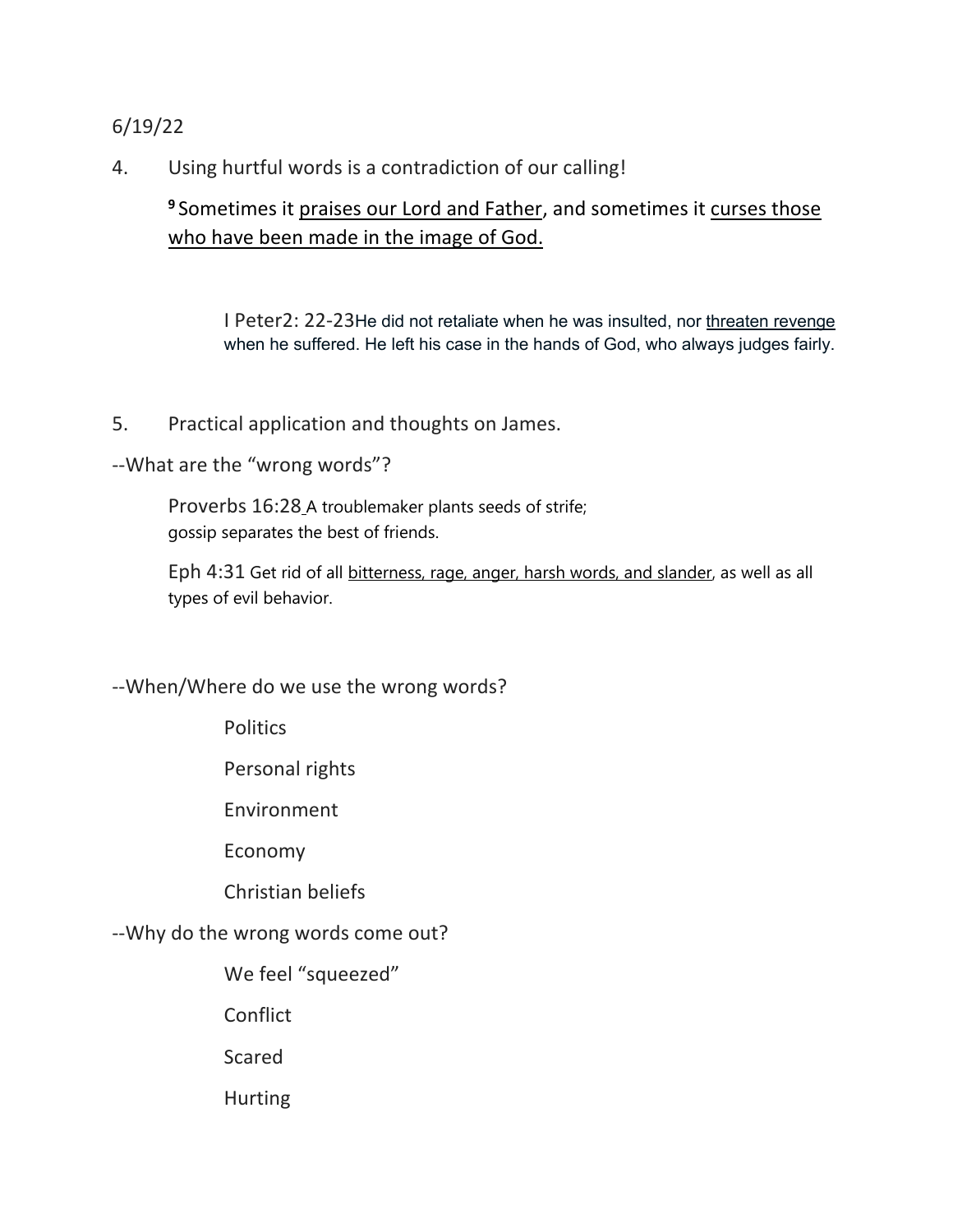6/19/22

4. Using hurtful words is a contradiction of our calling!

> [9] Sometimes it <u>praises our Lord and Father</u>, and sometimes it <u>curses those who have been made in the image of God.</u>

> I Peter2: 22-23He did not retaliate when he was insulted, nor <u>threaten revenge</u> when he suffered. He left his case in the hands of God, who always judges fairly.

5. Practical application and thoughts on James.

--What are the "wrong words"?

> Proverbs 16:28 A troublemaker plants seeds of strife;
> gossip separates the best of friends.

> Eph 4:31 Get rid of all <u>bitterness, rage, anger, harsh words, and slander</u>, as well as all types of evil behavior.

--When/Where do we use the wrong words?

- Politics
- Personal rights
- Environment
- Economy
- Christian beliefs

--Why do the wrong words come out?

- We feel "squeezed"
- Conflict
- Scared
- Hurting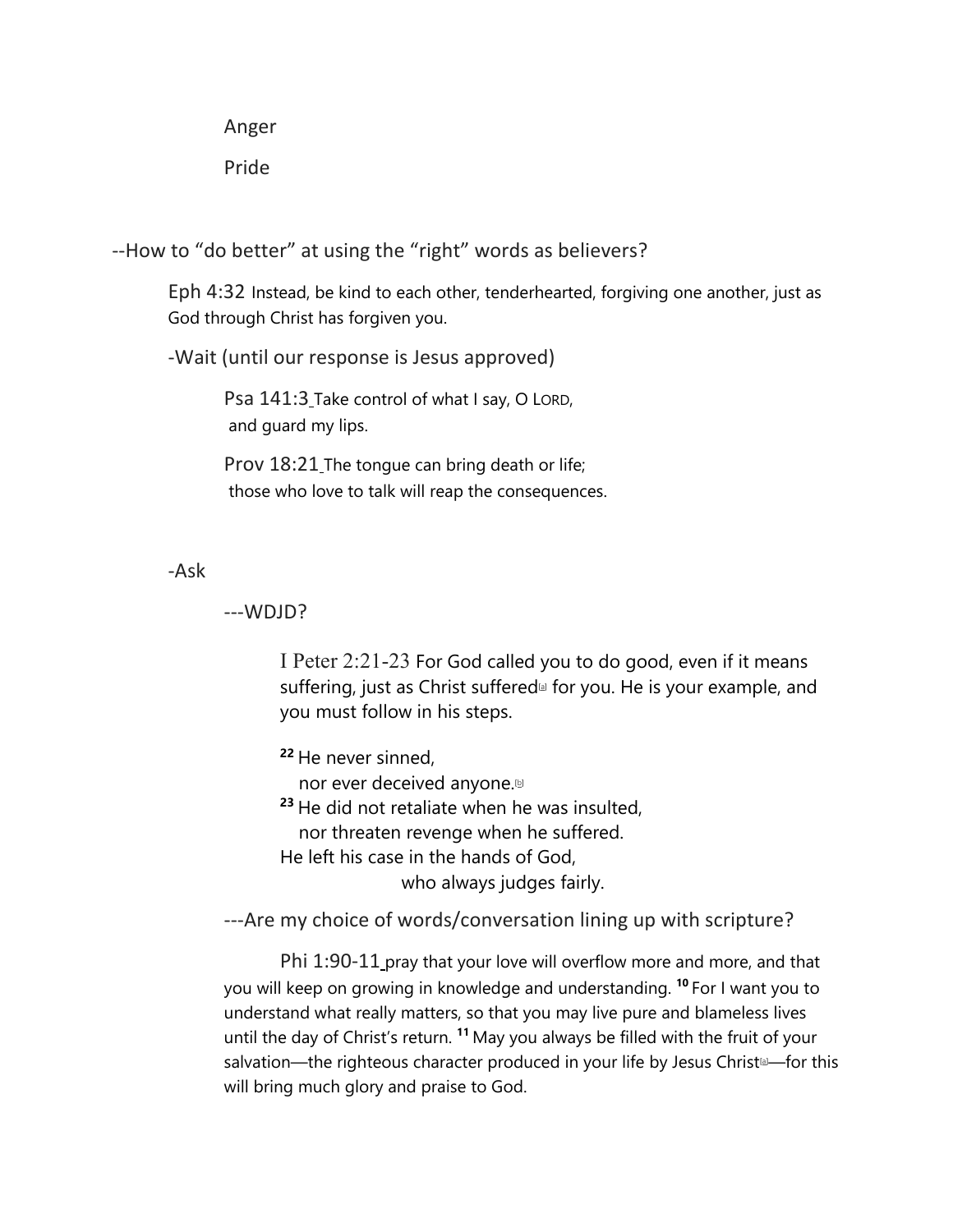Anger

Pride

--How to "do better" at using the "right" words as believers?

Eph 4:32 Instead, be kind to each other, tenderhearted, forgiving one another, just as God through Christ has forgiven you.

-Wait (until our response is Jesus approved)

Psa 141:3 Take control of what I say, O LORD,
and guard my lips.

Prov 18:21 The tongue can bring death or life;
those who love to talk will reap the consequences.

-Ask

---WDJD?

I Peter 2:21-23 For God called you to do good, even if it means suffering, just as Christ suffered[a] for you. He is your example, and you must follow in his steps.

[22] He never sinned,
nor ever deceived anyone.[b]
[23] He did not retaliate when he was insulted,
nor threaten revenge when he suffered.
He left his case in the hands of God,
who always judges fairly.

---Are my choice of words/conversation lining up with scripture?

Phi 1:90-11 pray that your love will overflow more and more, and that you will keep on growing in knowledge and understanding. [10] For I want you to understand what really matters, so that you may live pure and blameless lives until the day of Christ's return. [11] May you always be filled with the fruit of your salvation—the righteous character produced in your life by Jesus Christ[a]—for this will bring much glory and praise to God.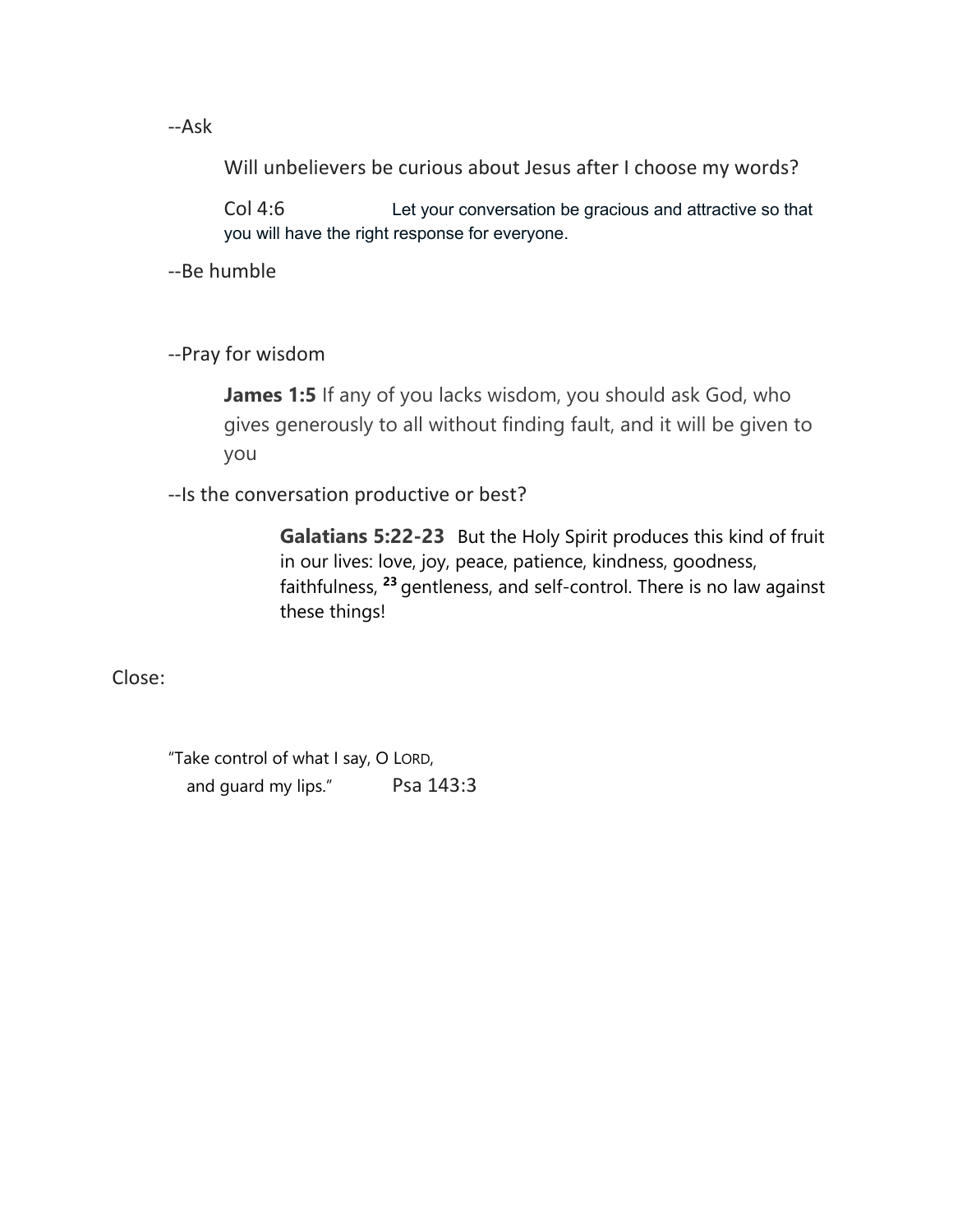--Ask

Will unbelievers be curious about Jesus after I choose my words?

Col 4:6 Let your conversation be gracious and attractive so that you will have the right response for everyone.

--Be humble

--Pray for wisdom

**James 1:5** If any of you lacks wisdom, you should ask God, who gives generously to all without finding fault, and it will be given to you

--Is the conversation productive or best?

**Galatians 5:22-23** But the Holy Spirit produces this kind of fruit in our lives: love, joy, peace, patience, kindness, goodness, faithfulness, [23] gentleness, and self-control. There is no law against these things!

Close:

"Take control of what I say, O LORD,
and guard my lips." Psa 143:3